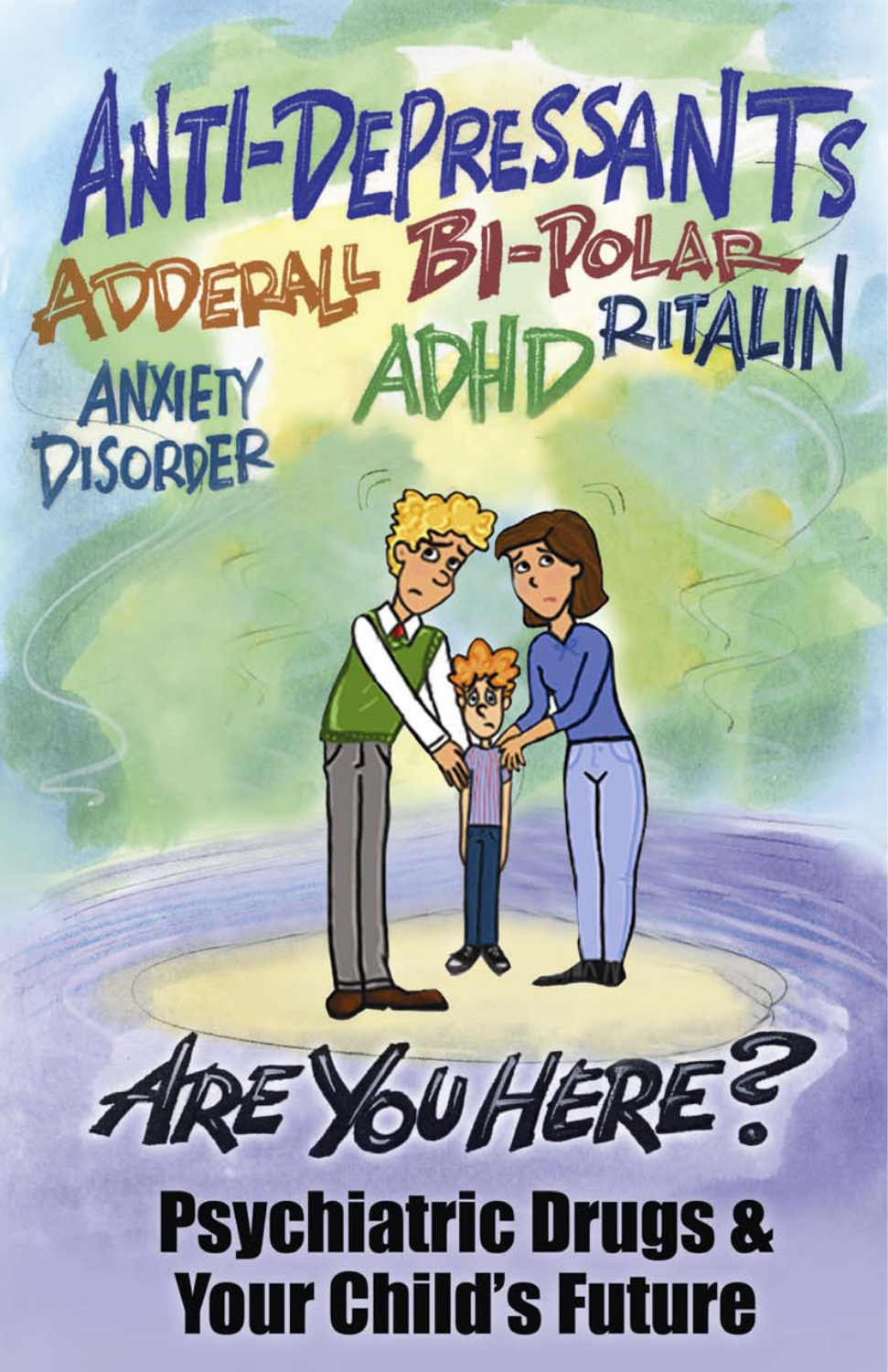ANTI-DEPRESSANTS

ADDERALL BI-POLAR

ADHD RITALIN

ANXIETY DISORDER

ARE YOU HERE?

# Psychiatric Drugs & Your Child's Future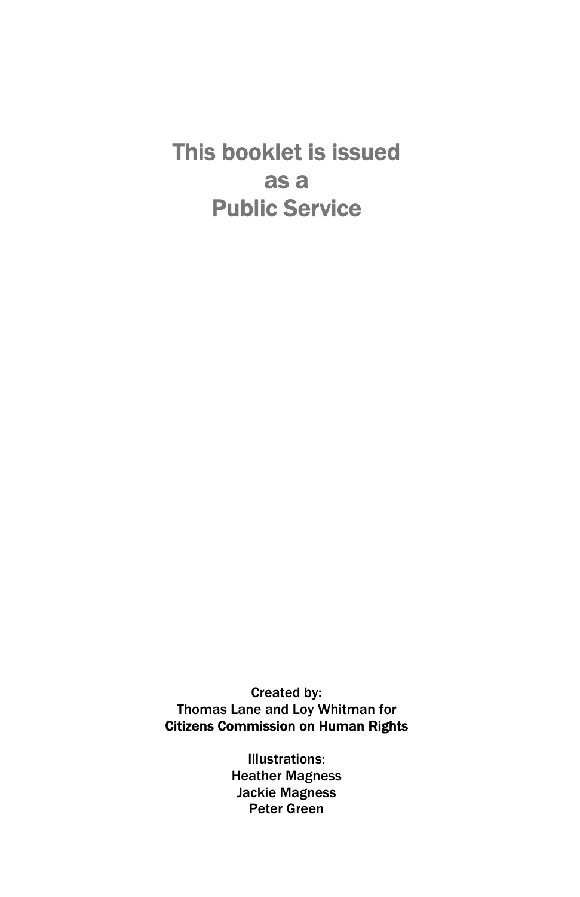# This booklet is issued as a Public Service

Created by:
Thomas Lane and Loy Whitman for
**Citizens Commission on Human Rights**

Illustrations:
Heather Magness
Jackie Magness
Peter Green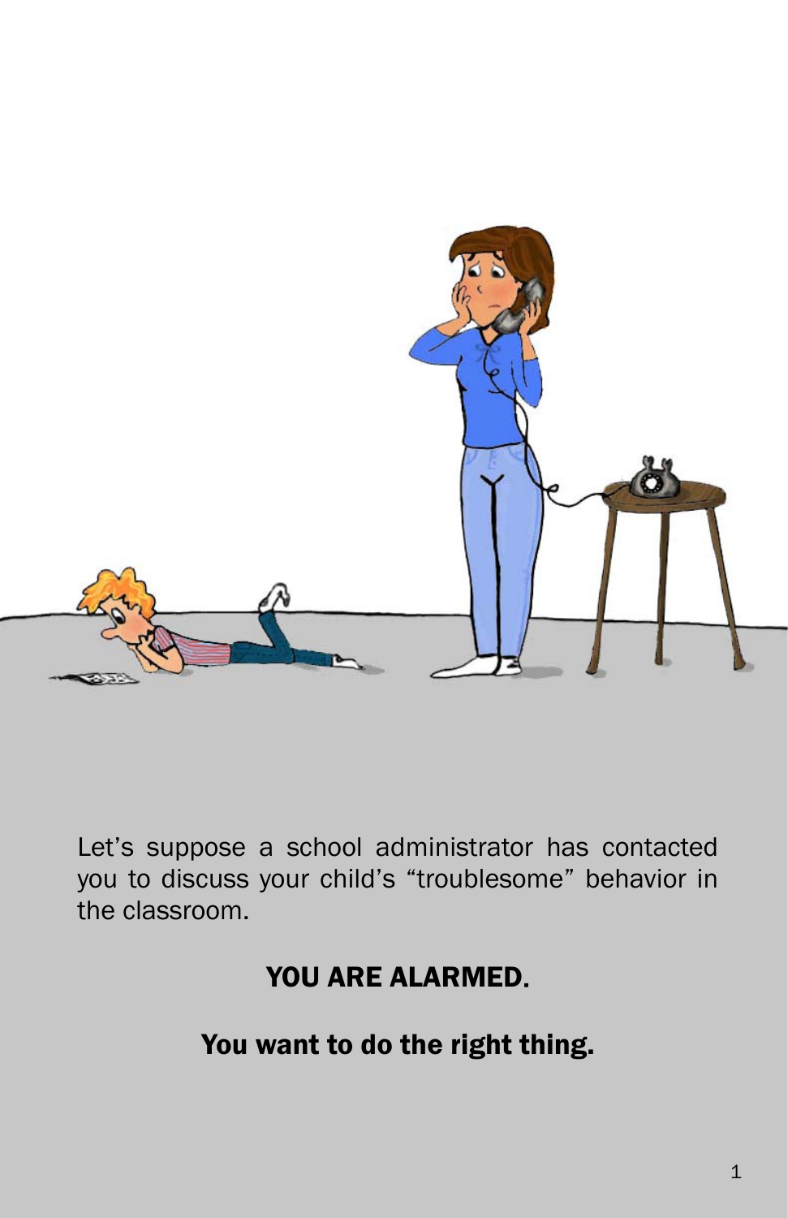Let's suppose a school administrator has contacted you to discuss your child's "troublesome" behavior in the classroom.

**YOU ARE ALARMED.**

**You want to do the right thing.**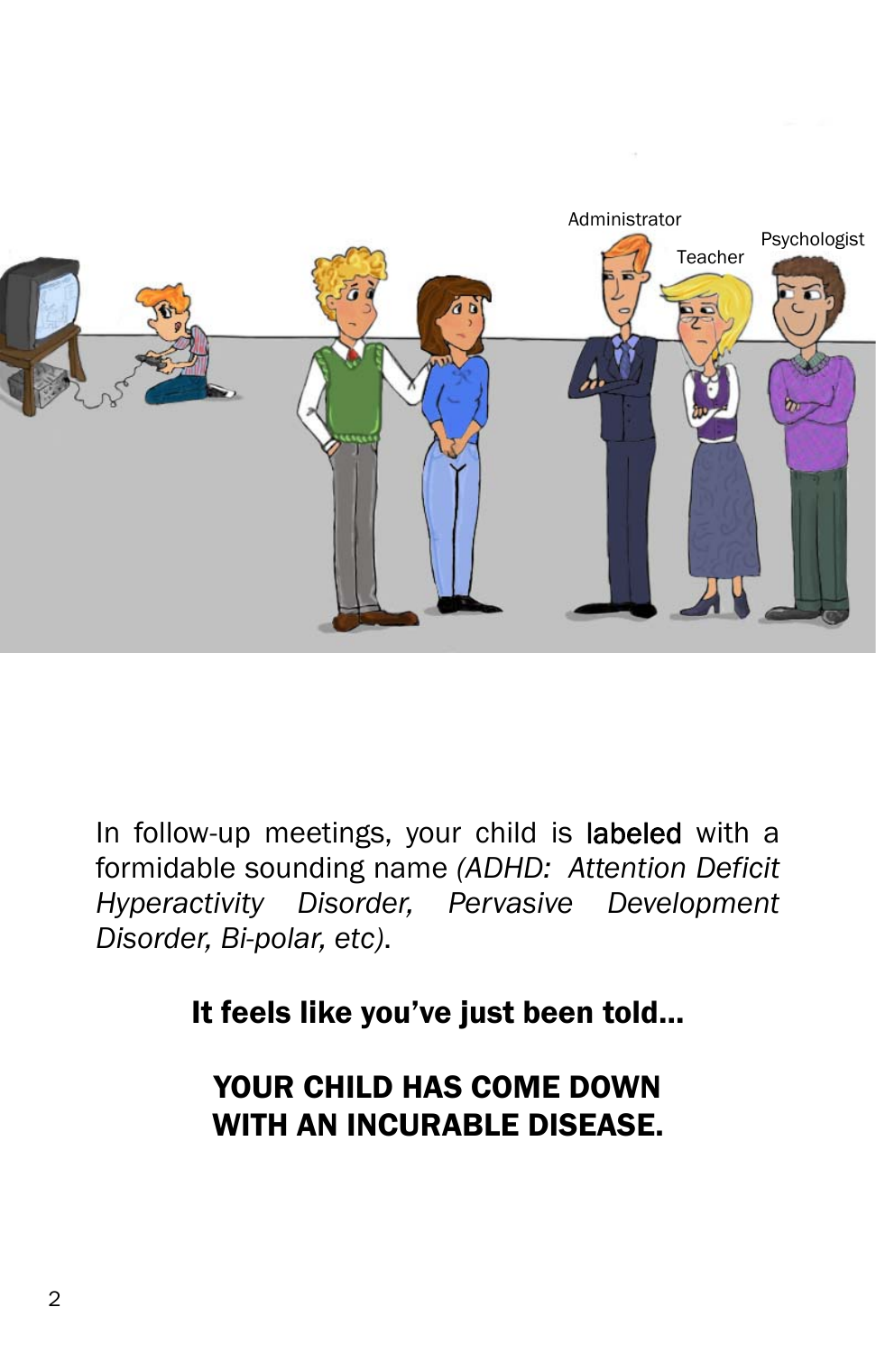In follow-up meetings, your child is labeled with a formidable sounding name *(ADHD: Attention Deficit Hyperactivity Disorder, Pervasive Development Disorder, Bi-polar, etc)*.

**It feels like you've just been told...**

**YOUR CHILD HAS COME DOWN WITH AN INCURABLE DISEASE.**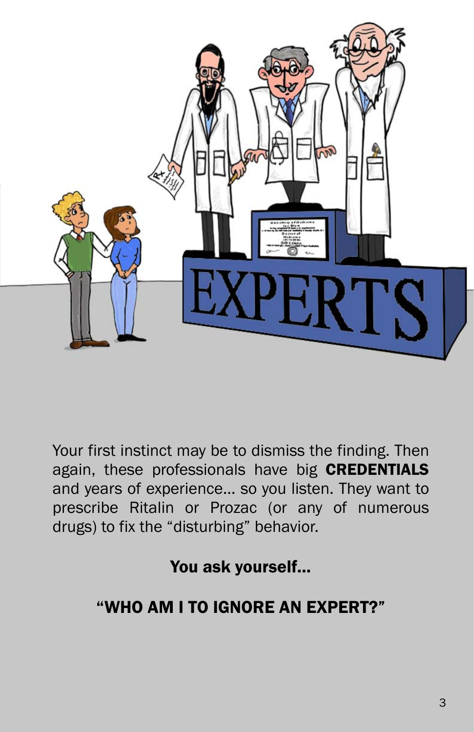Your first instinct may be to dismiss the finding. Then again, these professionals have big **CREDENTIALS** and years of experience... so you listen. They want to prescribe Ritalin or Prozac (or any of numerous drugs) to fix the “disturbing” behavior.

**You ask yourself...**

**“WHO AM I TO IGNORE AN EXPERT?”**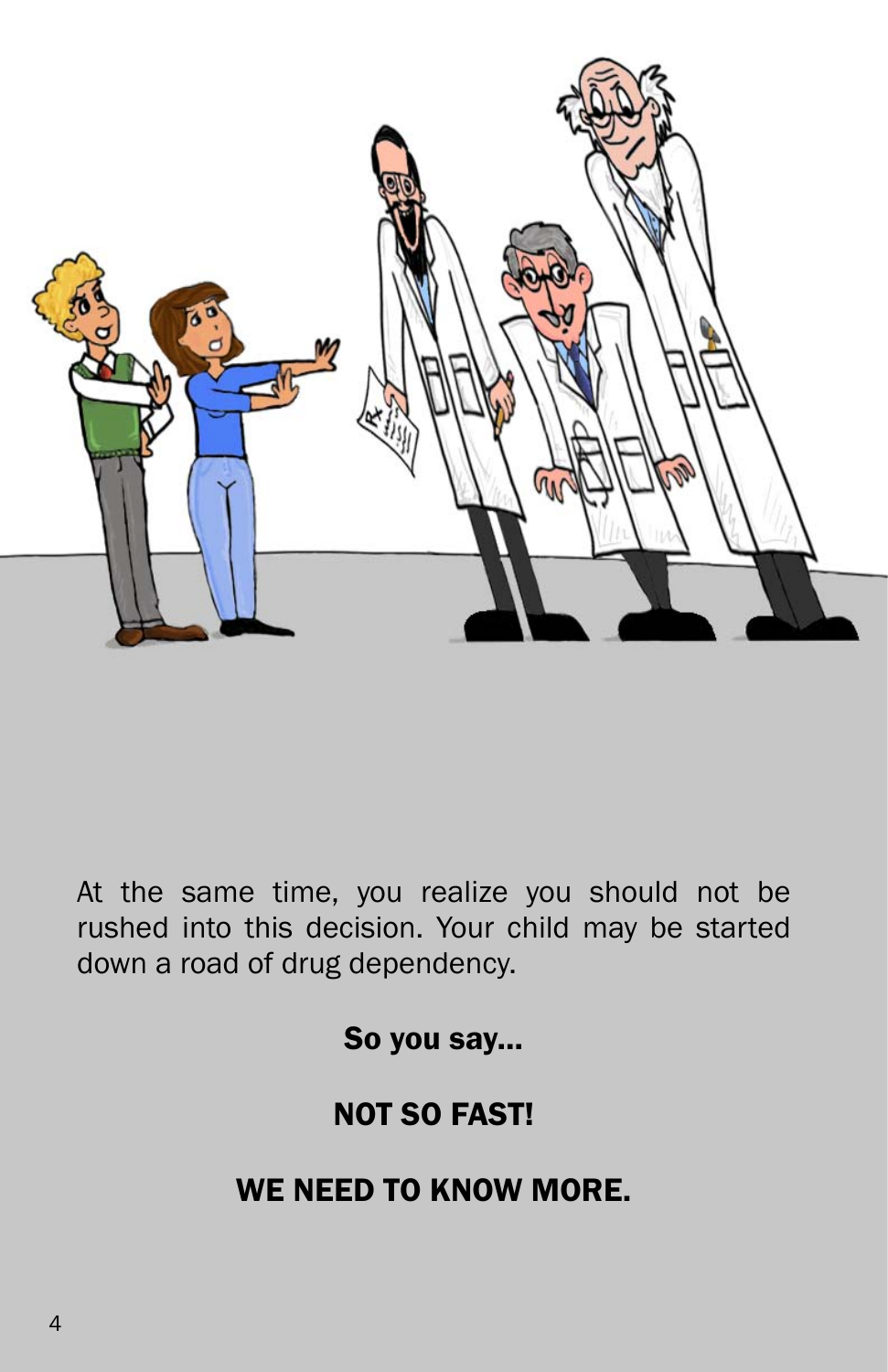At the same time, you realize you should not be rushed into this decision. Your child may be started down a road of drug dependency.

**So you say...**

**NOT SO FAST!**

**WE NEED TO KNOW MORE.**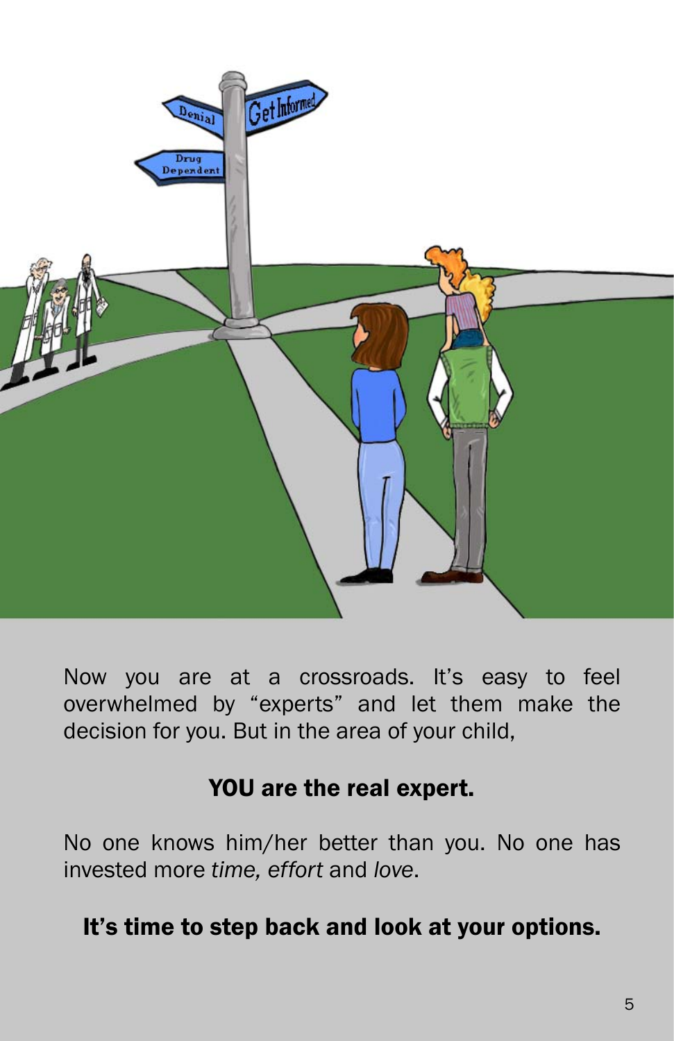Now you are at a crossroads. It's easy to feel overwhelmed by "experts" and let them make the decision for you. But in the area of your child,

**YOU are the real expert.**

No one knows him/her better than you. No one has invested more *time, effort* and *love*.

**It's time to step back and look at your options.**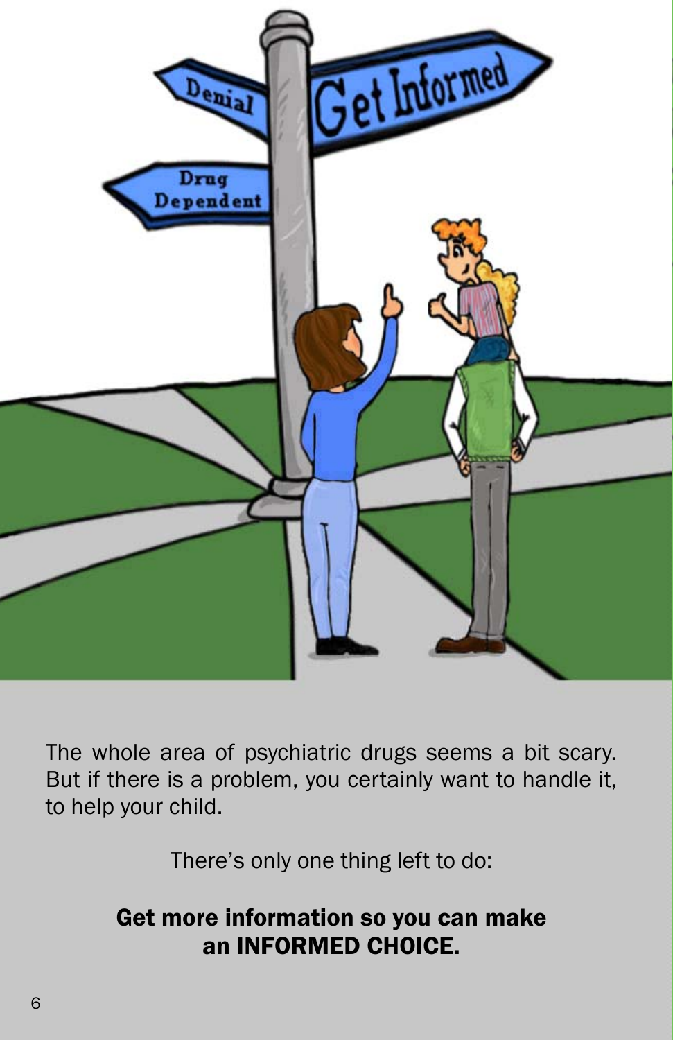The whole area of psychiatric drugs seems a bit scary. But if there is a problem, you certainly want to handle it, to help your child.

There's only one thing left to do:

**Get more information so you can make an INFORMED CHOICE.**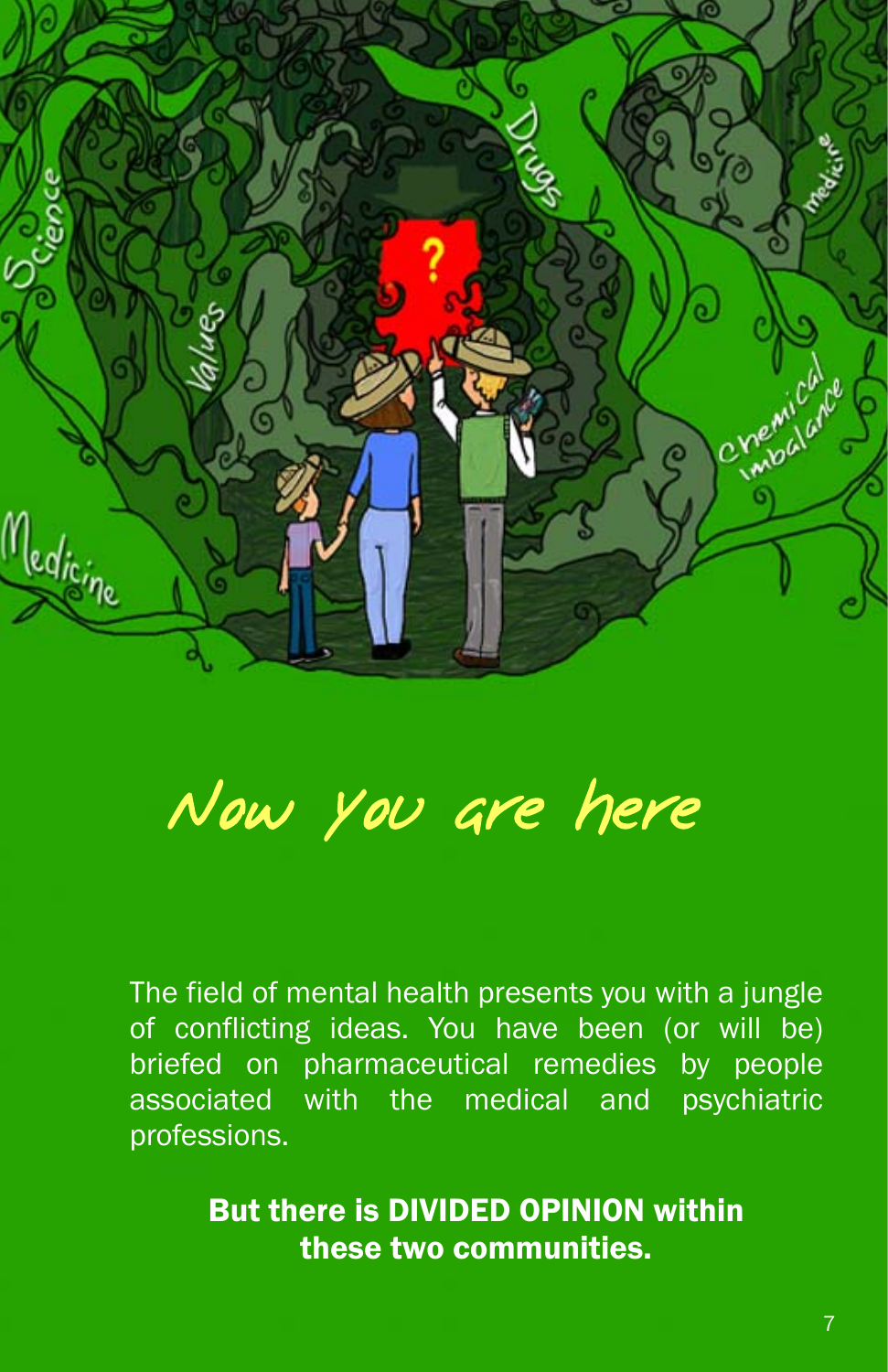# Now you are here

The field of mental health presents you with a jungle of conflicting ideas. You have been (or will be) briefed on pharmaceutical remedies by people associated with the medical and psychiatric professions.

**But there is DIVIDED OPINION within these two communities.**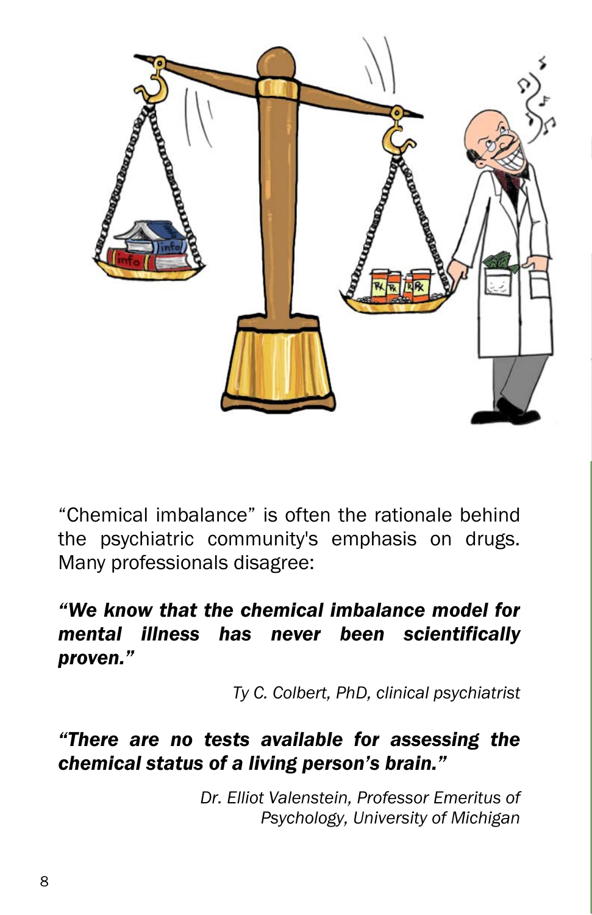"Chemical imbalance" is often the rationale behind the psychiatric community's emphasis on drugs. Many professionals disagree:

***"We know that the chemical imbalance model for mental illness has never been scientifically proven."***

*Ty C. Colbert, PhD, clinical psychiatrist*

***"There are no tests available for assessing the chemical status of a living person's brain."***

*Dr. Elliot Valenstein, Professor Emeritus of Psychology, University of Michigan*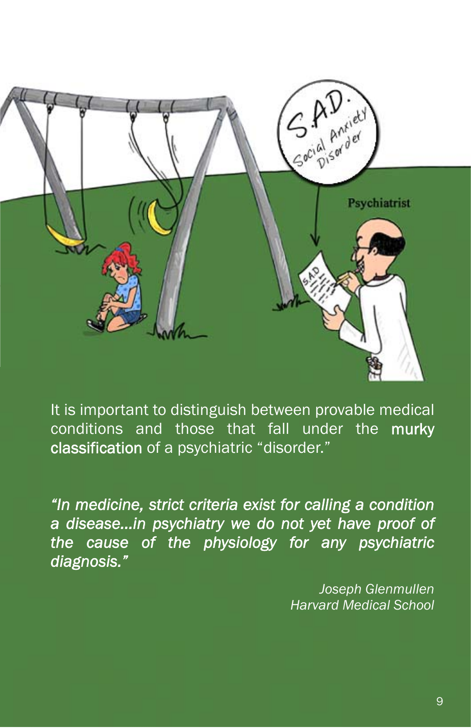It is important to distinguish between provable medical conditions and those that fall under the **murky classification** of a psychiatric "disorder."

*"In medicine, strict criteria exist for calling a condition a disease...in psychiatry we do not yet have proof of the cause of the physiology for any psychiatric diagnosis."*

*Joseph Glenmullen*
*Harvard Medical School*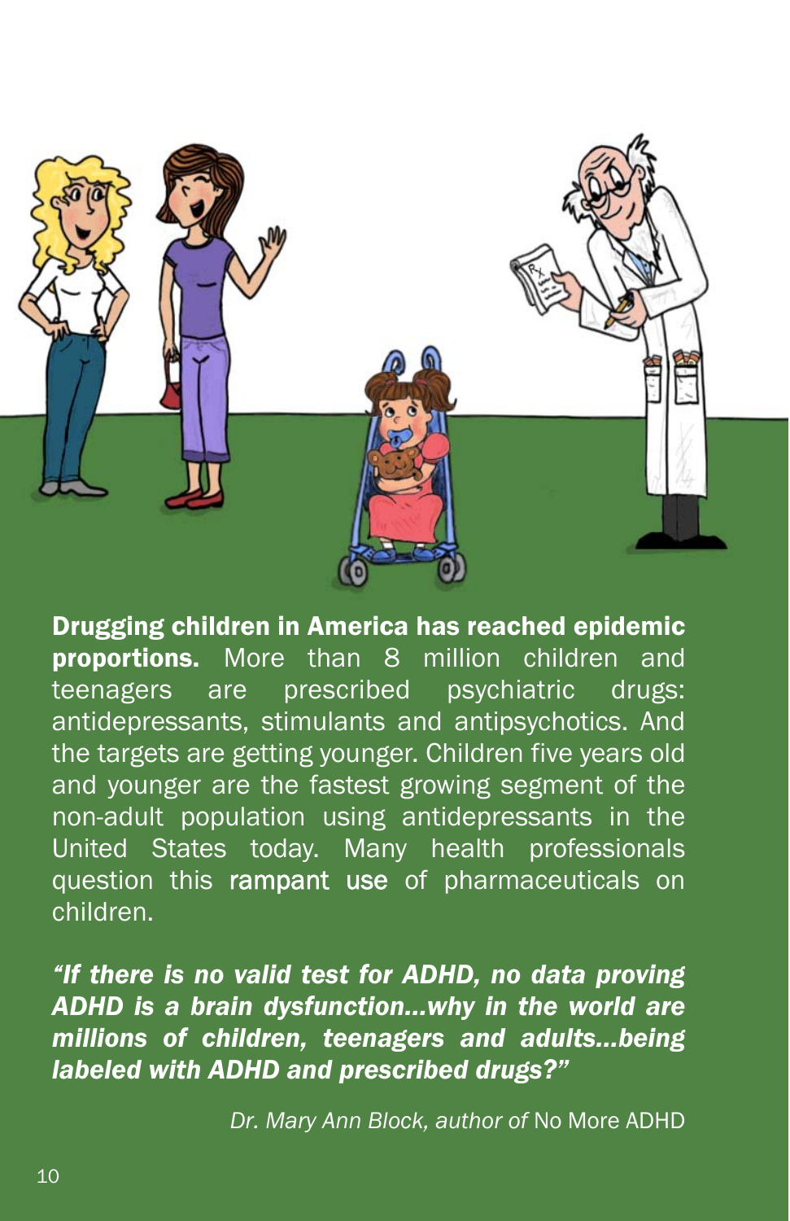**Drugging children in America has reached epidemic proportions.** More than 8 million children and teenagers are prescribed psychiatric drugs: antidepressants, stimulants and antipsychotics. And the targets are getting younger. Children five years old and younger are the fastest growing segment of the non-adult population using antidepressants in the United States today. Many health professionals question this rampant use of pharmaceuticals on children.

***"If there is no valid test for ADHD, no data proving ADHD is a brain dysfunction…why in the world are millions of children, teenagers and adults…being labeled with ADHD and prescribed drugs?"***

*Dr. Mary Ann Block, author of* No More ADHD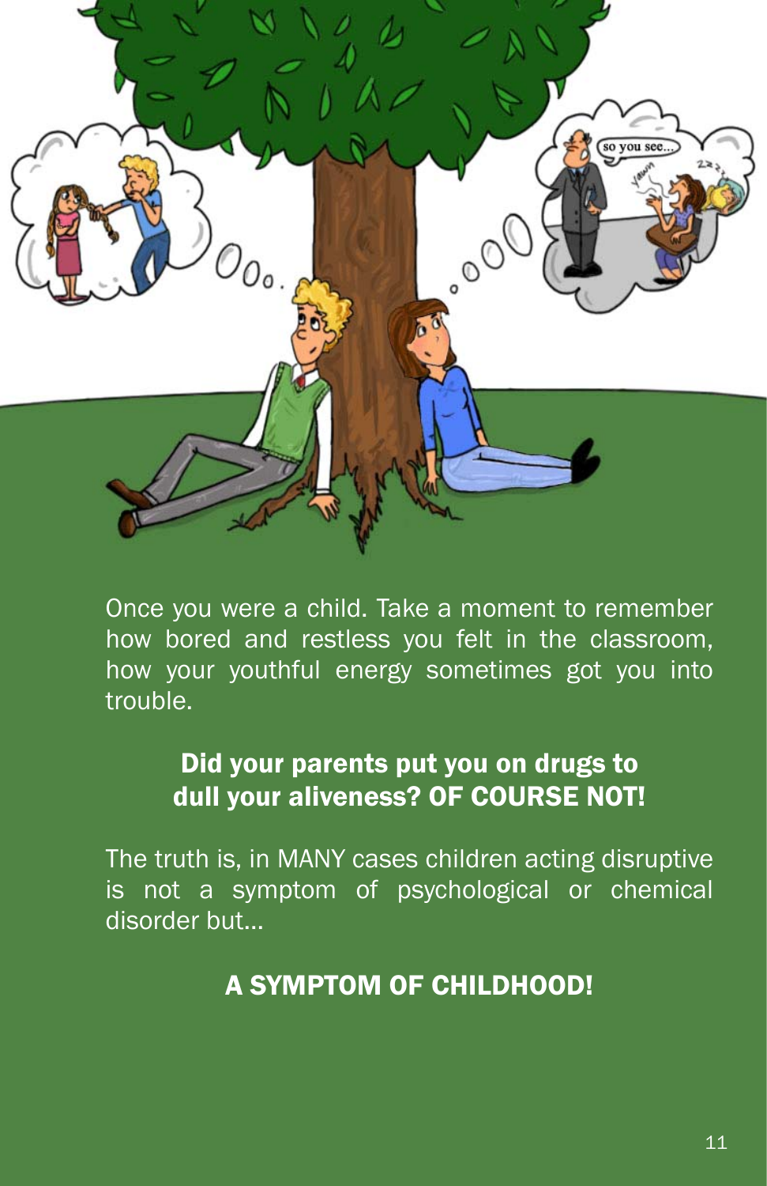Once you were a child. Take a moment to remember how bored and restless you felt in the classroom, how your youthful energy sometimes got you into trouble.

**Did your parents put you on drugs to dull your aliveness? OF COURSE NOT!**

The truth is, in MANY cases children acting disruptive is not a symptom of psychological or chemical disorder but...

**A SYMPTOM OF CHILDHOOD!**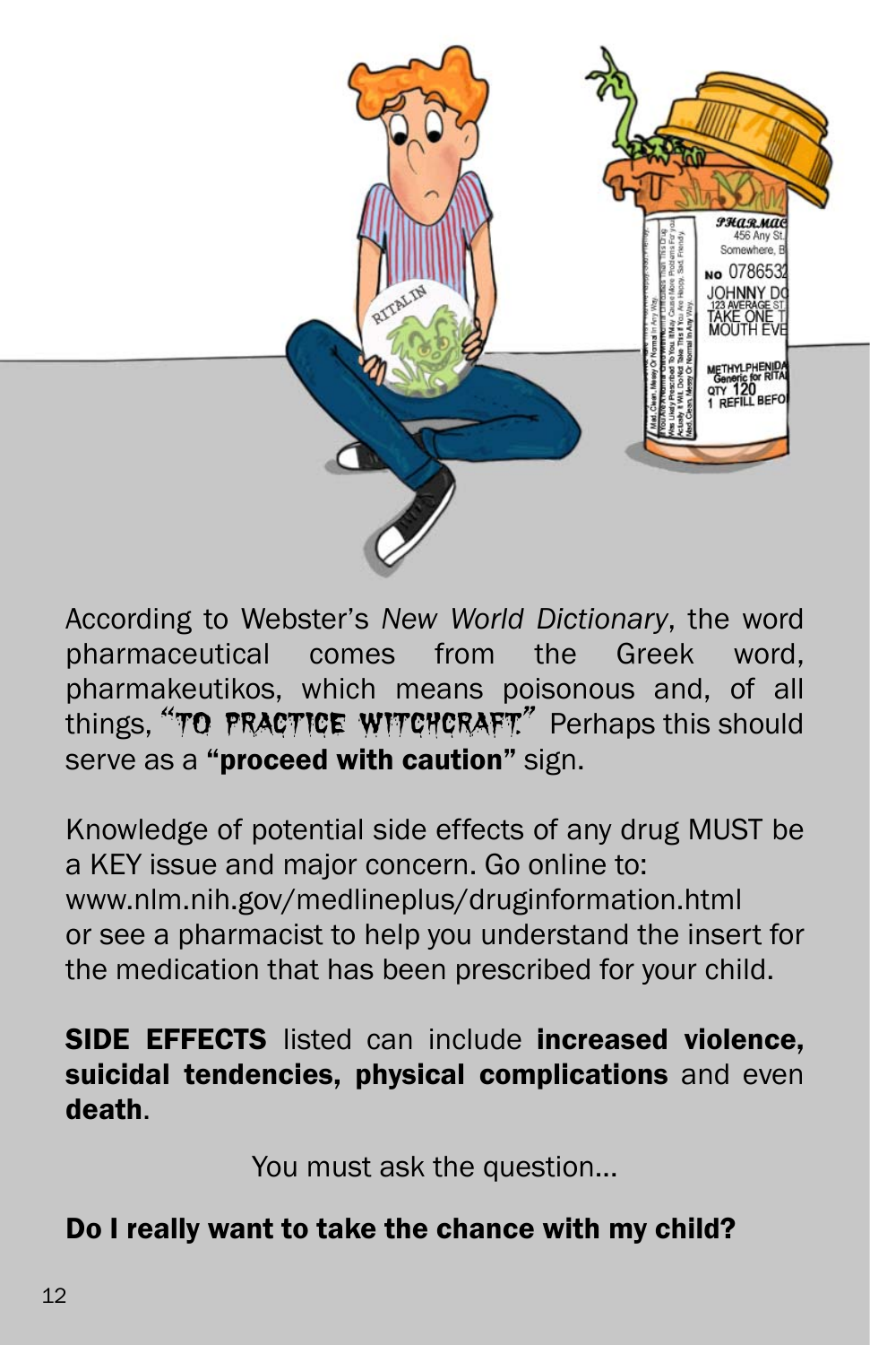According to Webster's *New World Dictionary*, the word pharmaceutical comes from the Greek word, pharmakeutikos, which means poisonous and, of all things, "TO PRACTICE WITCHCRAFT." Perhaps this should serve as a **"proceed with caution"** sign.

Knowledge of potential side effects of any drug MUST be a KEY issue and major concern. Go online to: www.nlm.nih.gov/medlineplus/druginformation.html or see a pharmacist to help you understand the insert for the medication that has been prescribed for your child.

**SIDE EFFECTS** listed can include **increased violence, suicidal tendencies, physical complications** and even **death**.

You must ask the question...

**Do I really want to take the chance with my child?**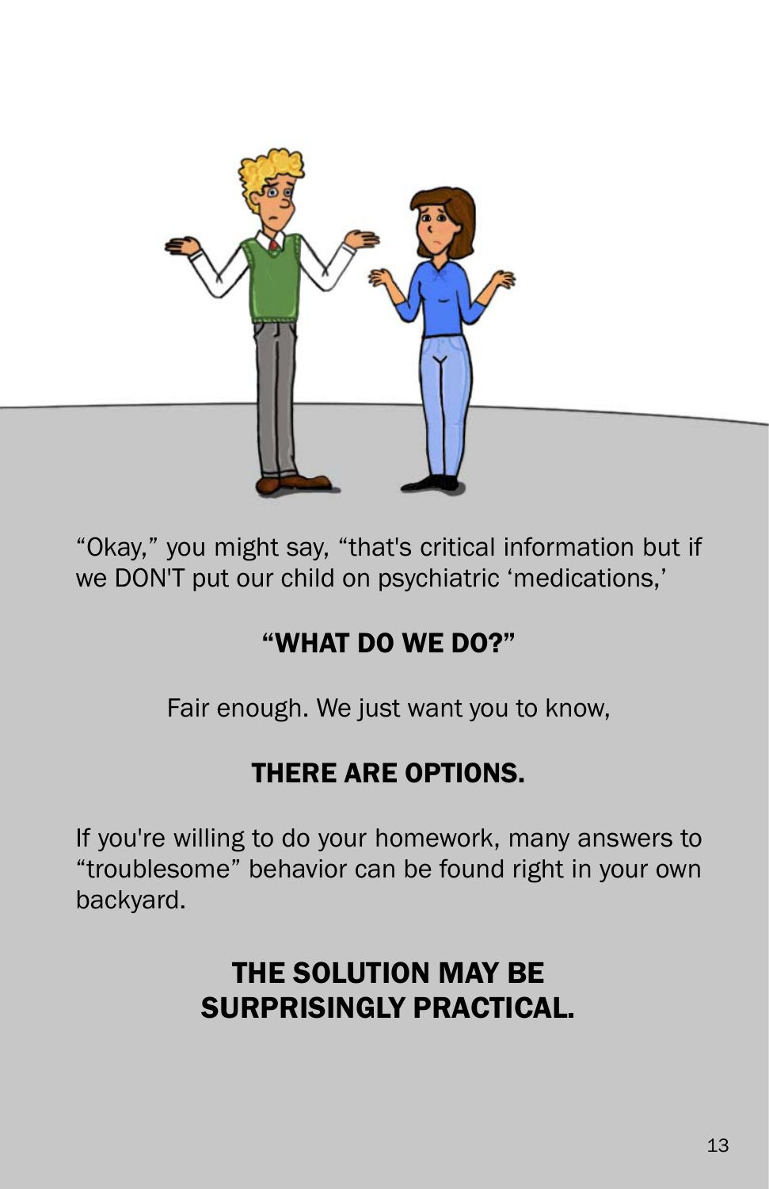"Okay," you might say, "that's critical information but if we DON'T put our child on psychiatric 'medications,'

## "WHAT DO WE DO?"

Fair enough. We just want you to know,

## THERE ARE OPTIONS.

If you're willing to do your homework, many answers to "troublesome" behavior can be found right in your own backyard.

## THE SOLUTION MAY BE SURPRISINGLY PRACTICAL.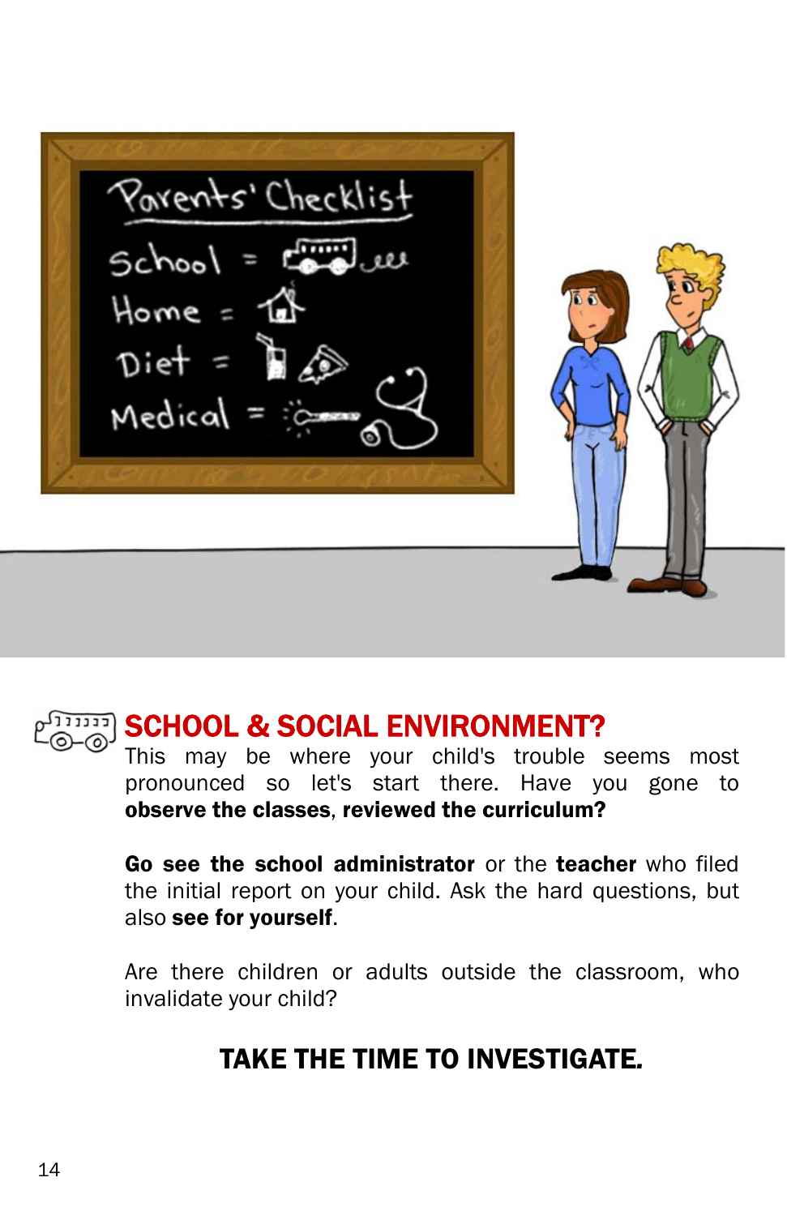## SCHOOL & SOCIAL ENVIRONMENT?

This may be where your child's trouble seems most pronounced so let's start there. Have you gone to **observe the classes**, **reviewed the curriculum?**

**Go see the school administrator** or the **teacher** who filed the initial report on your child. Ask the hard questions, but also **see for yourself**.

Are there children or adults outside the classroom, who invalidate your child?

**TAKE THE TIME TO INVESTIGATE.**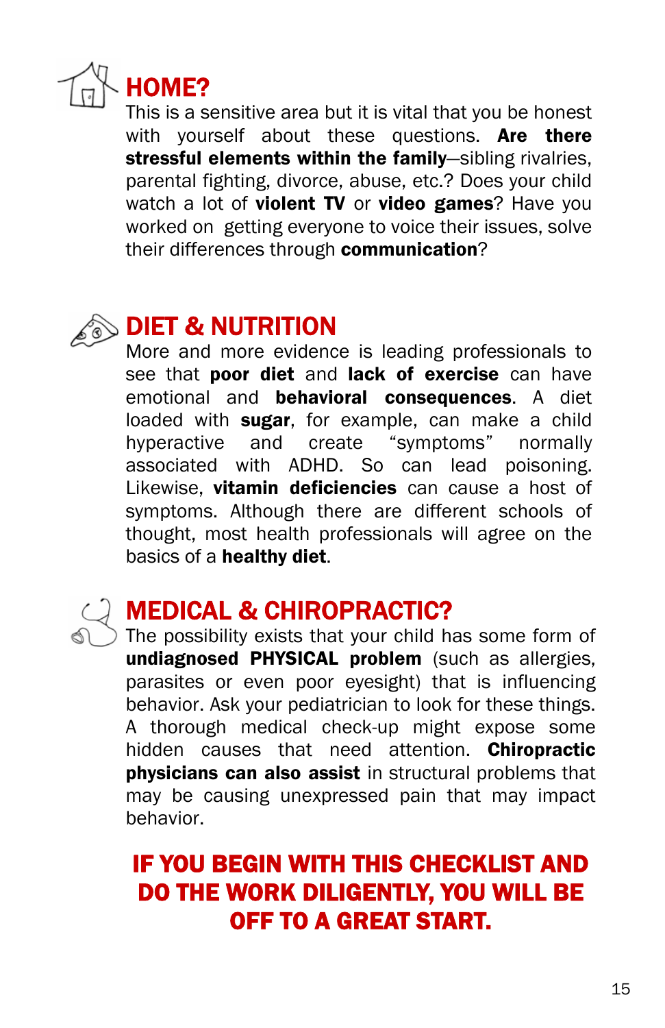## HOME?

This is a sensitive area but it is vital that you be honest with yourself about these questions. **Are there stressful elements within the family**—sibling rivalries, parental fighting, divorce, abuse, etc.? Does your child watch a lot of **violent TV** or **video games**? Have you worked on getting everyone to voice their issues, solve their differences through **communication**?

## DIET & NUTRITION

More and more evidence is leading professionals to see that **poor diet** and **lack of exercise** can have emotional and **behavioral consequences**. A diet loaded with **sugar**, for example, can make a child hyperactive and create "symptoms" normally associated with ADHD. So can lead poisoning. Likewise, **vitamin deficiencies** can cause a host of symptoms. Although there are different schools of thought, most health professionals will agree on the basics of a **healthy diet**.

## MEDICAL & CHIROPRACTIC?

The possibility exists that your child has some form of **undiagnosed PHYSICAL problem** (such as allergies, parasites or even poor eyesight) that is influencing behavior. Ask your pediatrician to look for these things. A thorough medical check-up might expose some hidden causes that need attention. **Chiropractic physicians can also assist** in structural problems that may be causing unexpressed pain that may impact behavior.

**IF YOU BEGIN WITH THIS CHECKLIST AND DO THE WORK DILIGENTLY, YOU WILL BE OFF TO A GREAT START.**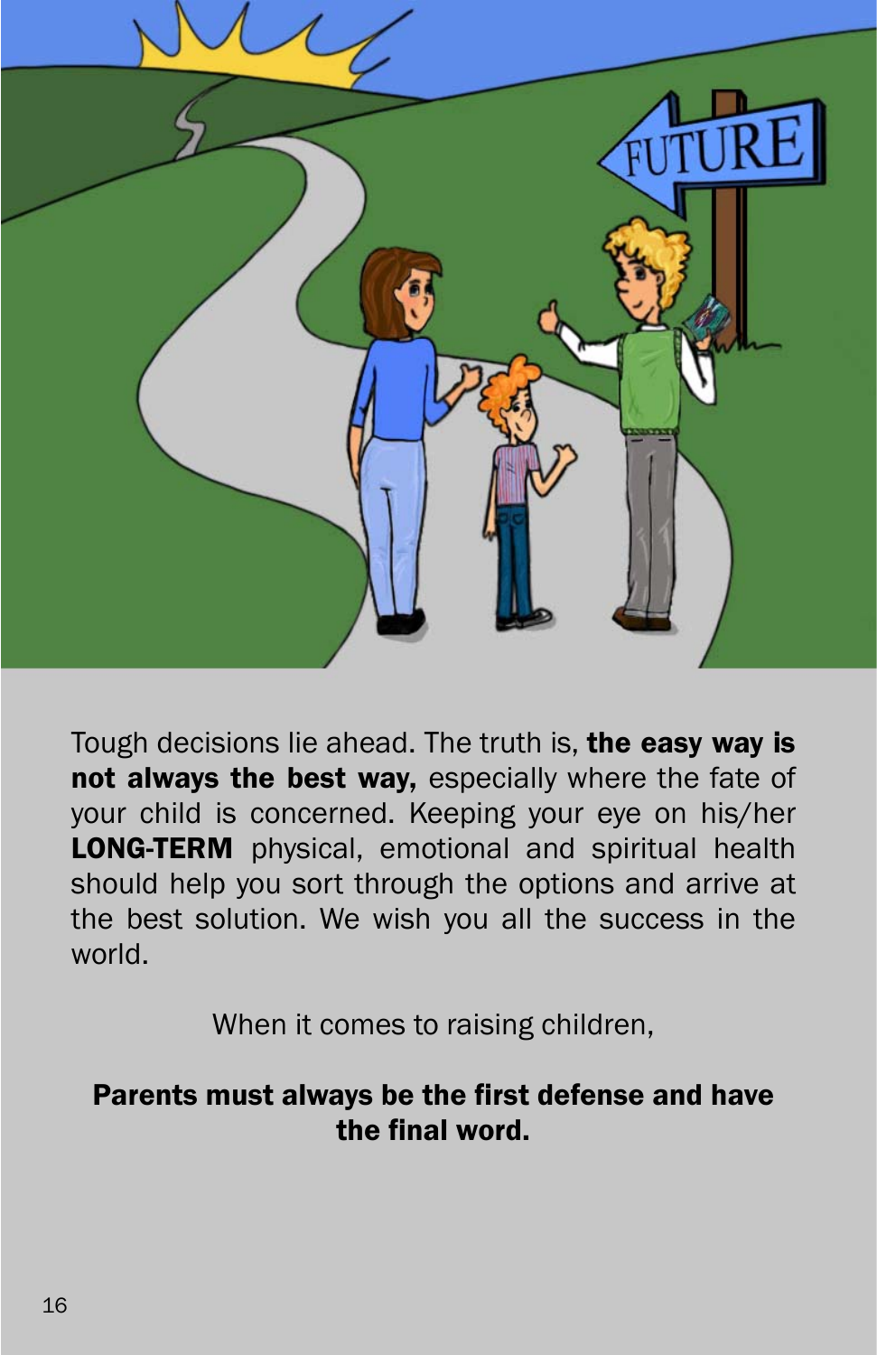Tough decisions lie ahead. The truth is, **the easy way is not always the best way,** especially where the fate of your child is concerned. Keeping your eye on his/her **LONG-TERM** physical, emotional and spiritual health should help you sort through the options and arrive at the best solution. We wish you all the success in the world.

When it comes to raising children,

**Parents must always be the first defense and have the final word.**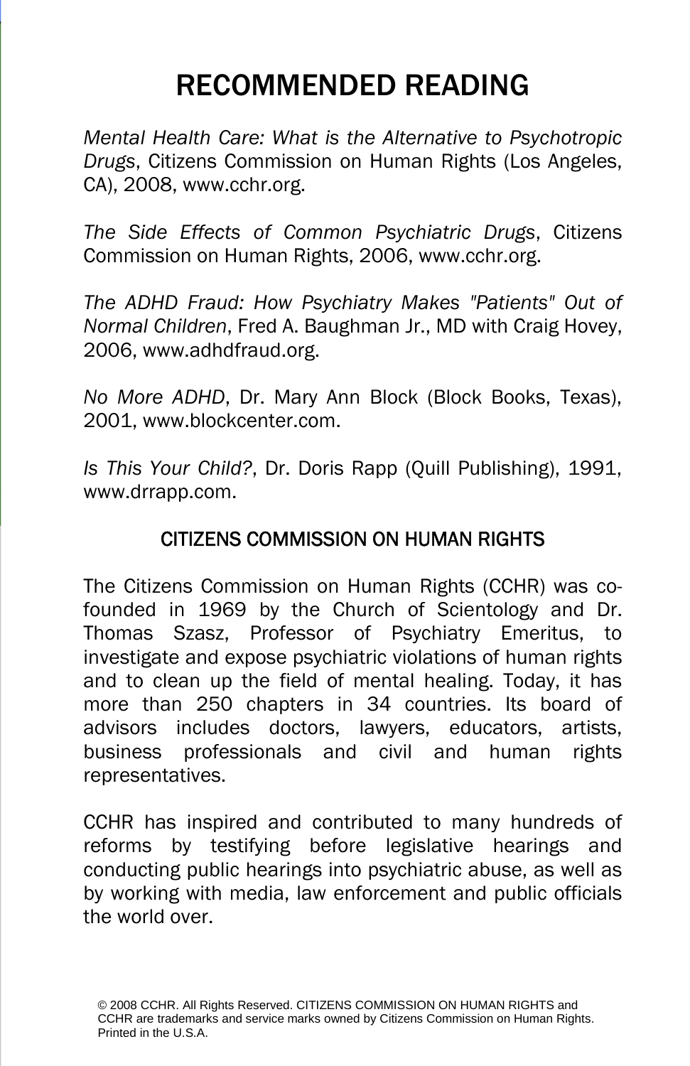# RECOMMENDED READING

*Mental Health Care: What is the Alternative to Psychotropic Drugs*, Citizens Commission on Human Rights (Los Angeles, CA), 2008, www.cchr.org.

*The Side Effects of Common Psychiatric Drugs*, Citizens Commission on Human Rights, 2006, www.cchr.org.

*The ADHD Fraud: How Psychiatry Makes "Patients" Out of Normal Children*, Fred A. Baughman Jr., MD with Craig Hovey, 2006, www.adhdfraud.org.

*No More ADHD*, Dr. Mary Ann Block (Block Books, Texas), 2001, www.blockcenter.com.

*Is This Your Child?*, Dr. Doris Rapp (Quill Publishing), 1991, www.drrapp.com.

## CITIZENS COMMISSION ON HUMAN RIGHTS

The Citizens Commission on Human Rights (CCHR) was co-founded in 1969 by the Church of Scientology and Dr. Thomas Szasz, Professor of Psychiatry Emeritus, to investigate and expose psychiatric violations of human rights and to clean up the field of mental healing. Today, it has more than 250 chapters in 34 countries. Its board of advisors includes doctors, lawyers, educators, artists, business professionals and civil and human rights representatives.

CCHR has inspired and contributed to many hundreds of reforms by testifying before legislative hearings and conducting public hearings into psychiatric abuse, as well as by working with media, law enforcement and public officials the world over.

© 2008 CCHR. All Rights Reserved. CITIZENS COMMISSION ON HUMAN RIGHTS and CCHR are trademarks and service marks owned by Citizens Commission on Human Rights. Printed in the U.S.A.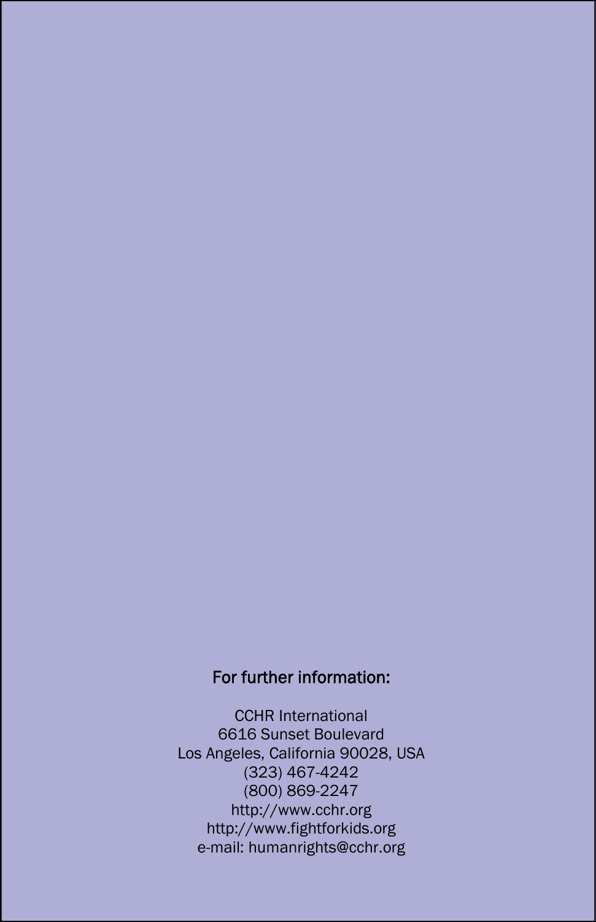For further information:

CCHR International
6616 Sunset Boulevard
Los Angeles, California 90028, USA
(323) 467-4242
(800) 869-2247
http://www.cchr.org
http://www.fightforkids.org
e-mail: humanrights@cchr.org